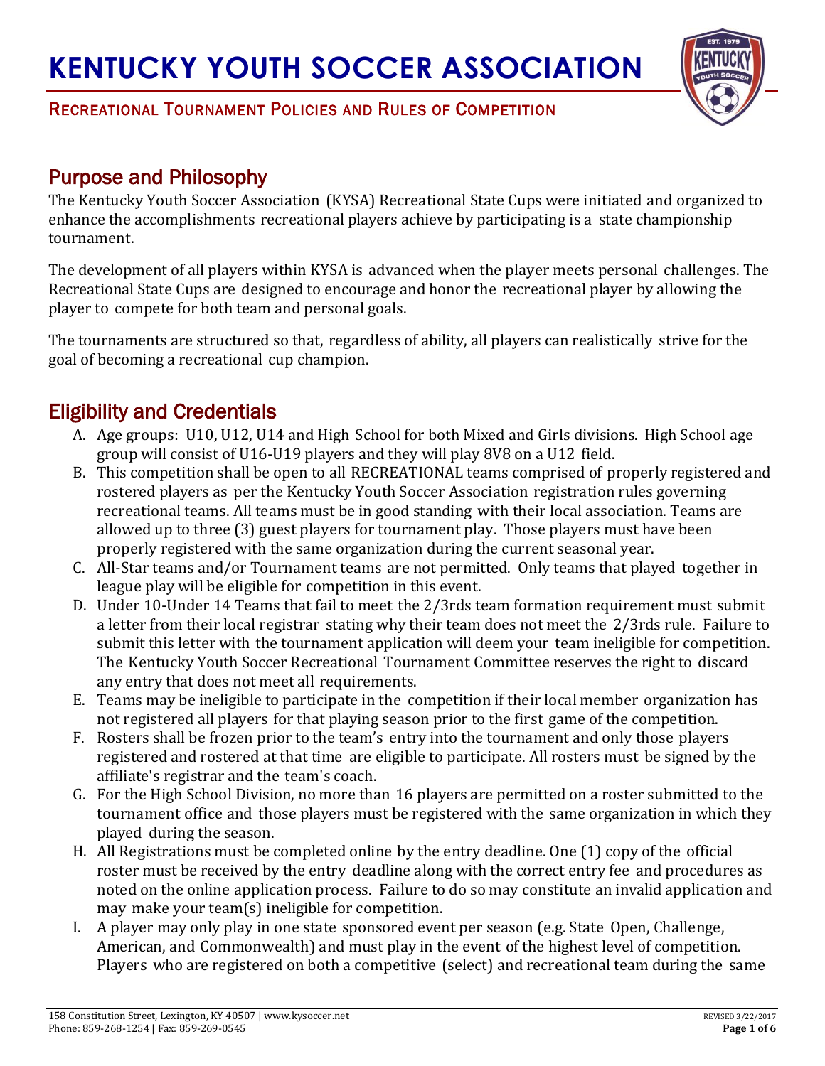# KENTUCKY YOUTH SOCCER ASSOCIATION

RECREATIONAL TOURNAMENT POLICIES AND RULES OF COMPETITION

## Purpose and Philosophy

The Kentucky Youth Soccer Association (KYSA) Recreational State Cups were initiated and organized to enhance the accomplishments recreational players achieve by participating is a state championship tournament.

The development of all players within KYSA is advanced when the player meets personal challenges. The Recreational State Cups are designed to encourage and honor the recreational player by allowing the player to compete for both team and personal goals.

The tournaments are structured so that, regardless of ability, all players can realistically strive for the goal of becoming a recreational cup champion.

## Eligibility and Credentials

A. Age groups: U10, U12, U14 and High School for both Mixed and Girls divisions. High School age group will consist of U16-U19 players and they will play 8V8 on a U12 field.

B. This competition shall be open to all RECREATIONAL teams comprised of properly registered and rostered players as per the Kentucky Youth Soccer Association registration rules governing recreational teams. All teams must be in good standing with their local association. Teams are allowed up to three (3) guest players for tournament play. Those players must have been properly registered with the same organization during the current seasonal year.

C. All-Star teams and/or Tournament teams are not permitted. Only teams that played together in league play will be eligible for competition in this event.

D. Under 10-Under 14 Teams that fail to meet the 2/3rds team formation requirement must submit a letter from their local registrar stating why their team does not meet the 2/3rds rule. Failure to submit this letter with the tournament application will deem your team ineligible for competition. The Kentucky Youth Soccer Recreational Tournament Committee reserves the right to discard any entry that does not meet all requirements.

E. Teams may be ineligible to participate in the competition if their local member organization has not registered all players for that playing season prior to the first game of the competition.

F. Rosters shall be frozen prior to the team's entry into the tournament and only those players registered and rostered at that time are eligible to participate. All rosters must be signed by the affiliate's registrar and the team's coach.

G. For the High School Division, no more than 16 players are permitted on a roster submitted to the tournament office and those players must be registered with the same organization in which they played during the season.

H. All Registrations must be completed online by the entry deadline. One (1) copy of the official roster must be received by the entry deadline along with the correct entry fee and procedures as noted on the online application process. Failure to do so may constitute an invalid application and may make your team(s) ineligible for competition.

I. A player may only play in one state sponsored event per season (e.g. State Open, Challenge, American, and Commonwealth) and must play in the event of the highest level of competition. Players who are registered on both a competitive (select) and recreational team during the same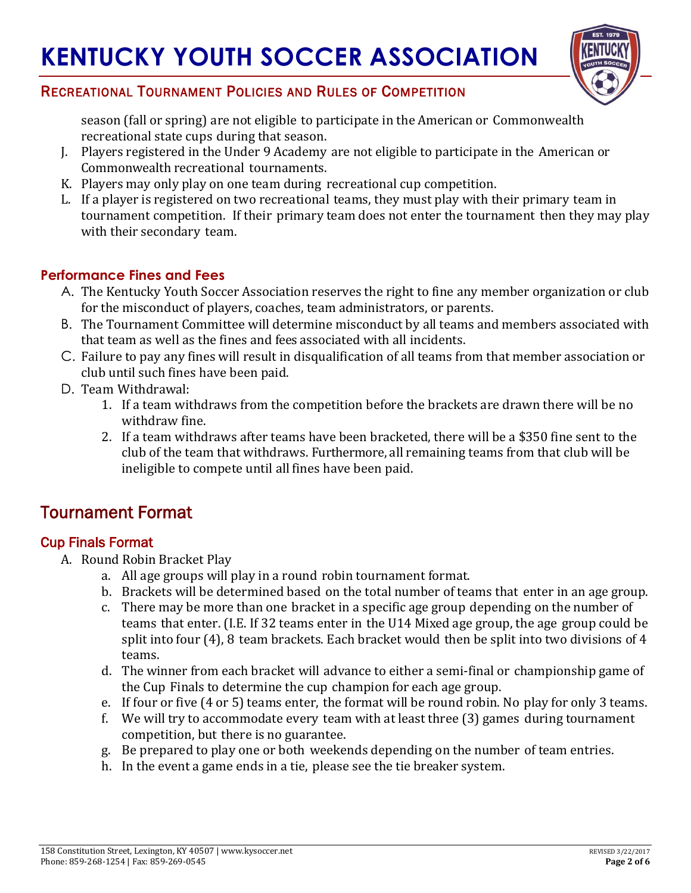season (fall or spring) are not eligible to participate in the American or Commonwealth recreational state cups during that season.

J. Players registered in the Under 9 Academy are not eligible to participate in the American or Commonwealth recreational tournaments.
K. Players may only play on one team during recreational cup competition.
L. If a player is registered on two recreational teams, they must play with their primary team in tournament competition. If their primary team does not enter the tournament then they may play with their secondary team.

### Performance Fines and Fees

A. The Kentucky Youth Soccer Association reserves the right to fine any member organization or club for the misconduct of players, coaches, team administrators, or parents.
B. The Tournament Committee will determine misconduct by all teams and members associated with that team as well as the fines and fees associated with all incidents.
C. Failure to pay any fines will result in disqualification of all teams from that member association or club until such fines have been paid.
D. Team Withdrawal:
   1. If a team withdraws from the competition before the brackets are drawn there will be no withdraw fine.
   2. If a team withdraws after teams have been bracketed, there will be a $350 fine sent to the club of the team that withdraws. Furthermore, all remaining teams from that club will be ineligible to compete until all fines have been paid.

## Tournament Format

### Cup Finals Format

A. Round Robin Bracket Play
   a. All age groups will play in a round robin tournament format.
   b. Brackets will be determined based on the total number of teams that enter in an age group.
   c. There may be more than one bracket in a specific age group depending on the number of teams that enter. (I.E. If 32 teams enter in the U14 Mixed age group, the age group could be split into four (4), 8 team brackets. Each bracket would then be split into two divisions of 4 teams.
   d. The winner from each bracket will advance to either a semi-final or championship game of the Cup Finals to determine the cup champion for each age group.
   e. If four or five (4 or 5) teams enter, the format will be round robin. No play for only 3 teams.
   f. We will try to accommodate every team with at least three (3) games during tournament competition, but there is no guarantee.
   g. Be prepared to play one or both weekends depending on the number of team entries.
   h. In the event a game ends in a tie, please see the tie breaker system.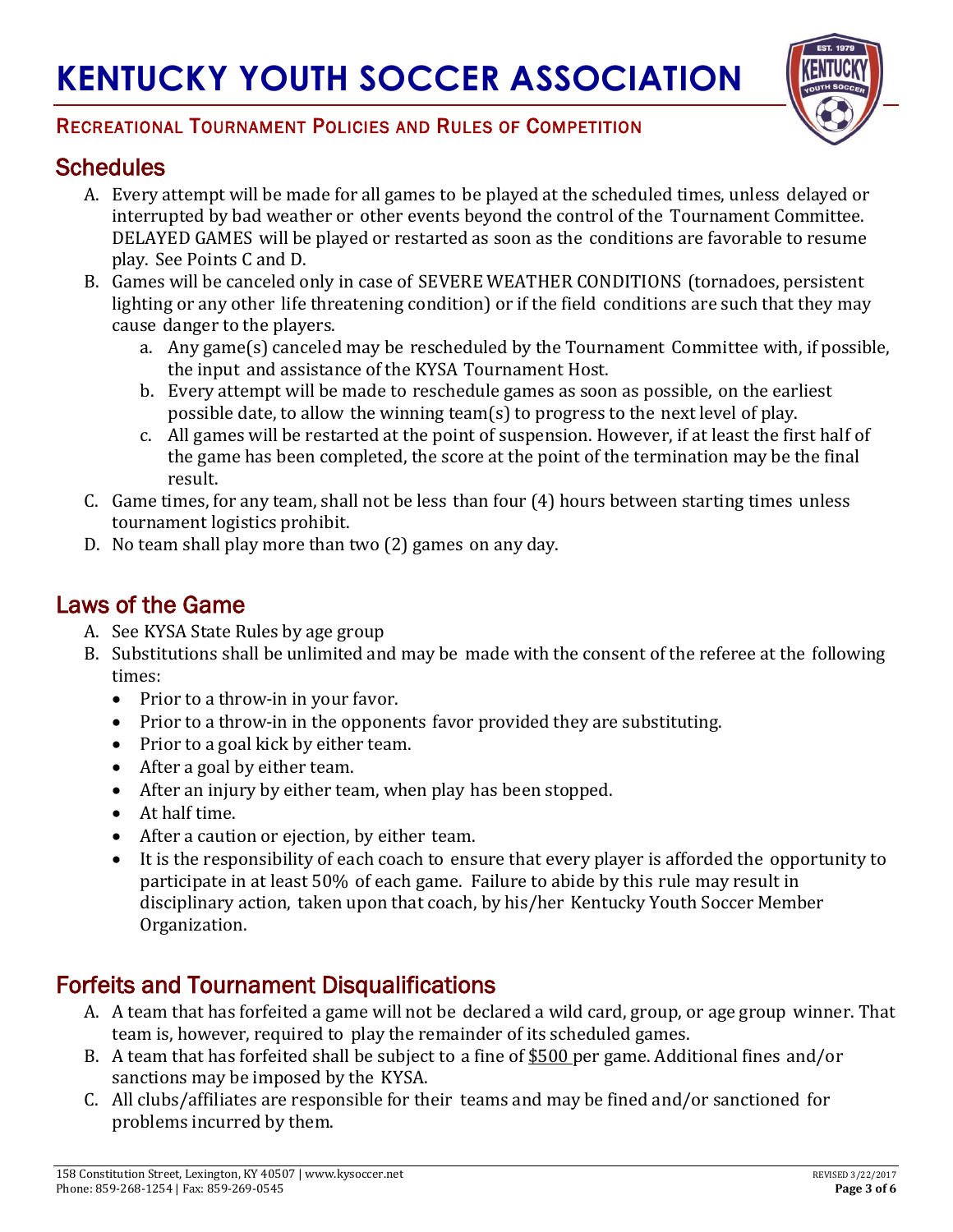# KENTUCKY YOUTH SOCCER ASSOCIATION

RECREATIONAL TOURNAMENT POLICIES AND RULES OF COMPETITION

## Schedules

A. Every attempt will be made for all games to be played at the scheduled times, unless delayed or interrupted by bad weather or other events beyond the control of the Tournament Committee. DELAYED GAMES will be played or restarted as soon as the conditions are favorable to resume play. See Points C and D.

B. Games will be canceled only in case of SEVERE WEATHER CONDITIONS (tornadoes, persistent lighting or any other life threatening condition) or if the field conditions are such that they may cause danger to the players.

   a. Any game(s) canceled may be rescheduled by the Tournament Committee with, if possible, the input and assistance of the KYSA Tournament Host.

   b. Every attempt will be made to reschedule games as soon as possible, on the earliest possible date, to allow the winning team(s) to progress to the next level of play.

   c. All games will be restarted at the point of suspension. However, if at least the first half of the game has been completed, the score at the point of the termination may be the final result.

C. Game times, for any team, shall not be less than four (4) hours between starting times unless tournament logistics prohibit.

D. No team shall play more than two (2) games on any day.

## Laws of the Game

A. See KYSA State Rules by age group

B. Substitutions shall be unlimited and may be made with the consent of the referee at the following times:

- Prior to a throw-in in your favor.
- Prior to a throw-in in the opponents favor provided they are substituting.
- Prior to a goal kick by either team.
- After a goal by either team.
- After an injury by either team, when play has been stopped.
- At half time.
- After a caution or ejection, by either team.
- It is the responsibility of each coach to ensure that every player is afforded the opportunity to participate in at least 50% of each game. Failure to abide by this rule may result in disciplinary action, taken upon that coach, by his/her Kentucky Youth Soccer Member Organization.

## Forfeits and Tournament Disqualifications

A. A team that has forfeited a game will not be declared a wild card, group, or age group winner. That team is, however, required to play the remainder of its scheduled games.

B. A team that has forfeited shall be subject to a fine of <u>$500</u> per game. Additional fines and/or sanctions may be imposed by the KYSA.

C. All clubs/affiliates are responsible for their teams and may be fined and/or sanctioned for problems incurred by them.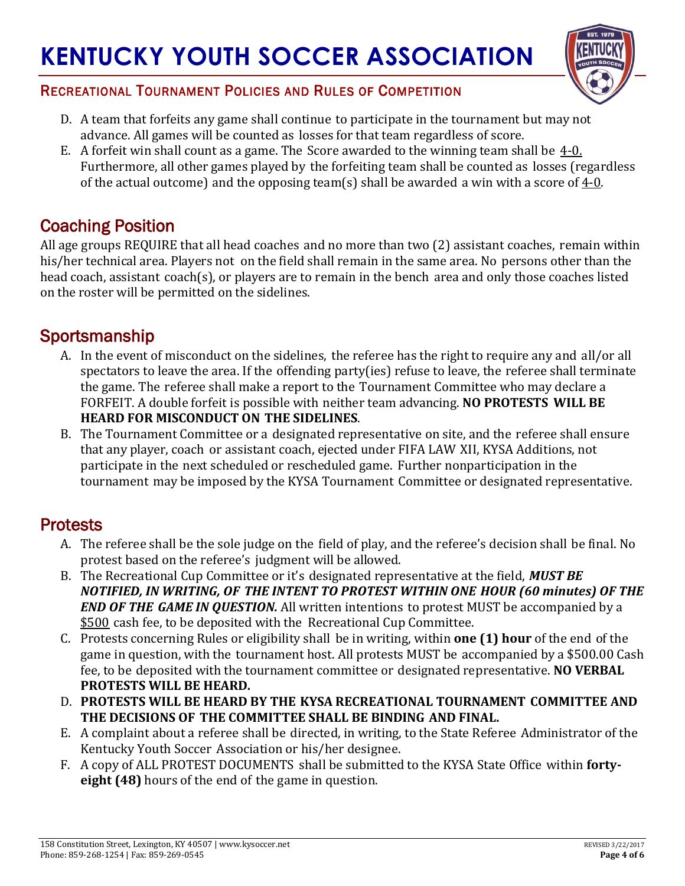D. A team that forfeits any game shall continue to participate in the tournament but may not advance. All games will be counted as losses for that team regardless of score.

E. A forfeit win shall count as a game. The Score awarded to the winning team shall be 4-0. Furthermore, all other games played by the forfeiting team shall be counted as losses (regardless of the actual outcome) and the opposing team(s) shall be awarded a win with a score of 4-0.

## Coaching Position

All age groups REQUIRE that all head coaches and no more than two (2) assistant coaches, remain within his/her technical area. Players not on the field shall remain in the same area. No persons other than the head coach, assistant coach(s), or players are to remain in the bench area and only those coaches listed on the roster will be permitted on the sidelines.

## Sportsmanship

A. In the event of misconduct on the sidelines, the referee has the right to require any and all/or all spectators to leave the area. If the offending party(ies) refuse to leave, the referee shall terminate the game. The referee shall make a report to the Tournament Committee who may declare a FORFEIT. A double forfeit is possible with neither team advancing. **NO PROTESTS WILL BE HEARD FOR MISCONDUCT ON THE SIDELINES**.

B. The Tournament Committee or a designated representative on site, and the referee shall ensure that any player, coach or assistant coach, ejected under FIFA LAW XII, KYSA Additions, not participate in the next scheduled or rescheduled game. Further nonparticipation in the tournament may be imposed by the KYSA Tournament Committee or designated representative.

## Protests

A. The referee shall be the sole judge on the field of play, and the referee's decision shall be final. No protest based on the referee's judgment will be allowed.

B. The Recreational Cup Committee or it's designated representative at the field, ***MUST BE NOTIFIED, IN WRITING, OF THE INTENT TO PROTEST WITHIN ONE HOUR (60 minutes) OF THE END OF THE GAME IN QUESTION.*** All written intentions to protest MUST be accompanied by a $500 cash fee, to be deposited with the Recreational Cup Committee.

C. Protests concerning Rules or eligibility shall be in writing, within **one (1) hour** of the end of the game in question, with the tournament host. All protests MUST be accompanied by a $500.00 Cash fee, to be deposited with the tournament committee or designated representative. **NO VERBAL PROTESTS WILL BE HEARD.**

D. **PROTESTS WILL BE HEARD BY THE KYSA RECREATIONAL TOURNAMENT COMMITTEE AND THE DECISIONS OF THE COMMITTEE SHALL BE BINDING AND FINAL.**

E. A complaint about a referee shall be directed, in writing, to the State Referee Administrator of the Kentucky Youth Soccer Association or his/her designee.

F. A copy of ALL PROTEST DOCUMENTS shall be submitted to the KYSA State Office within **forty-eight (48)** hours of the end of the game in question.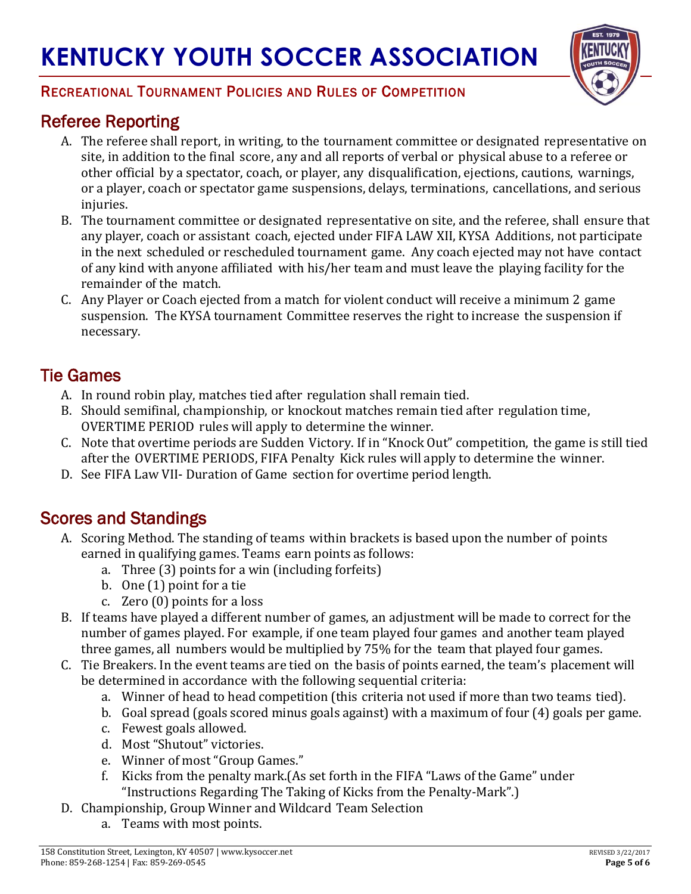# KENTUCKY YOUTH SOCCER ASSOCIATION

RECREATIONAL TOURNAMENT POLICIES AND RULES OF COMPETITION

## Referee Reporting

A. The referee shall report, in writing, to the tournament committee or designated representative on site, in addition to the final score, any and all reports of verbal or physical abuse to a referee or other official by a spectator, coach, or player, any disqualification, ejections, cautions, warnings, or a player, coach or spectator game suspensions, delays, terminations, cancellations, and serious injuries.

B. The tournament committee or designated representative on site, and the referee, shall ensure that any player, coach or assistant coach, ejected under FIFA LAW XII, KYSA Additions, not participate in the next scheduled or rescheduled tournament game. Any coach ejected may not have contact of any kind with anyone affiliated with his/her team and must leave the playing facility for the remainder of the match.

C. Any Player or Coach ejected from a match for violent conduct will receive a minimum 2 game suspension. The KYSA tournament Committee reserves the right to increase the suspension if necessary.

## Tie Games

A. In round robin play, matches tied after regulation shall remain tied.

B. Should semifinal, championship, or knockout matches remain tied after regulation time, OVERTIME PERIOD rules will apply to determine the winner.

C. Note that overtime periods are Sudden Victory. If in "Knock Out" competition, the game is still tied after the OVERTIME PERIODS, FIFA Penalty Kick rules will apply to determine the winner.

D. See FIFA Law VII- Duration of Game section for overtime period length.

## Scores and Standings

A. Scoring Method. The standing of teams within brackets is based upon the number of points earned in qualifying games. Teams earn points as follows:
   a. Three (3) points for a win (including forfeits)
   b. One (1) point for a tie
   c. Zero (0) points for a loss

B. If teams have played a different number of games, an adjustment will be made to correct for the number of games played. For example, if one team played four games and another team played three games, all numbers would be multiplied by 75% for the team that played four games.

C. Tie Breakers. In the event teams are tied on the basis of points earned, the team's placement will be determined in accordance with the following sequential criteria:
   a. Winner of head to head competition (this criteria not used if more than two teams tied).
   b. Goal spread (goals scored minus goals against) with a maximum of four (4) goals per game.
   c. Fewest goals allowed.
   d. Most "Shutout" victories.
   e. Winner of most "Group Games."
   f. Kicks from the penalty mark.(As set forth in the FIFA "Laws of the Game" under "Instructions Regarding The Taking of Kicks from the Penalty-Mark".)

D. Championship, Group Winner and Wildcard Team Selection
   a. Teams with most points.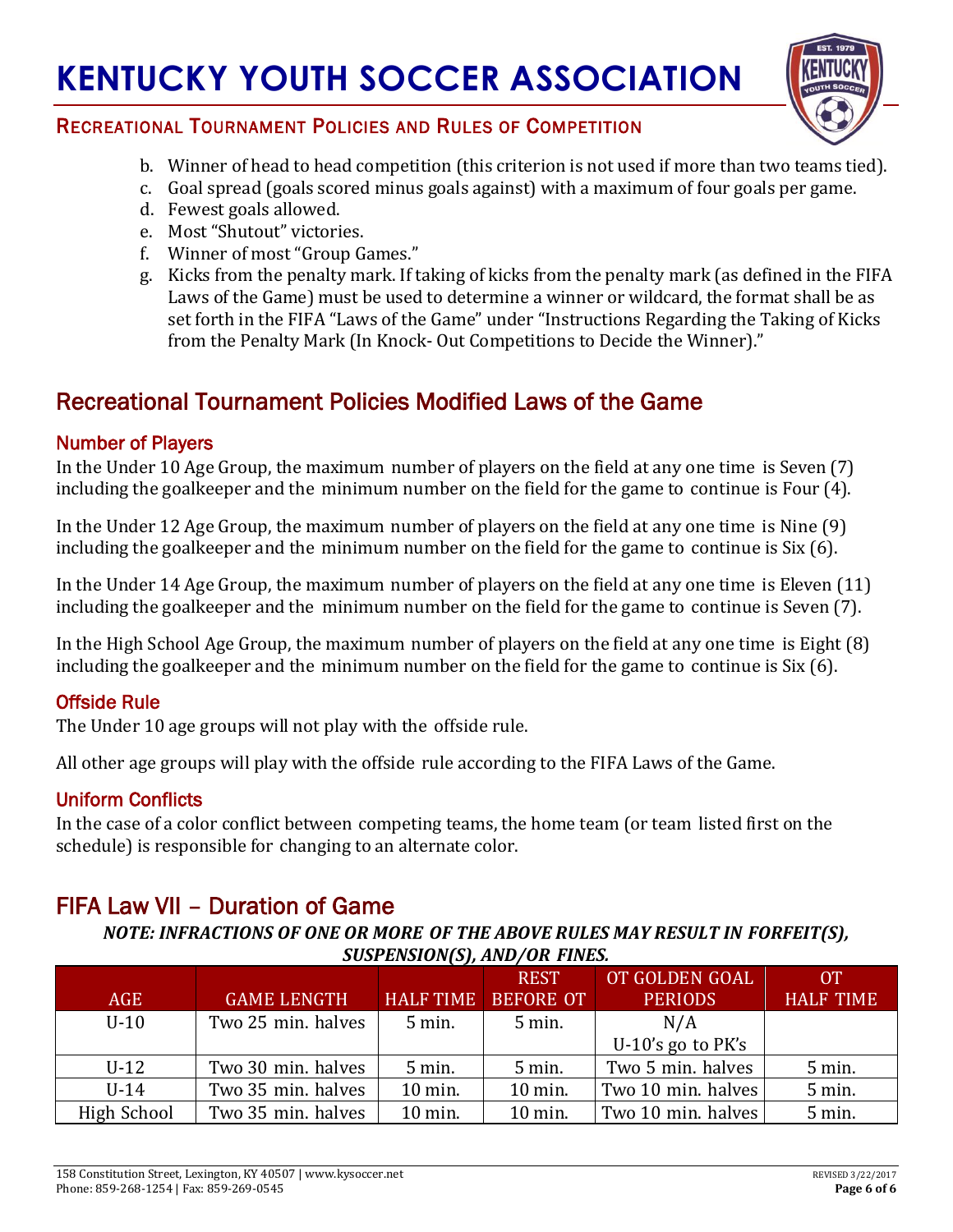b. Winner of head to head competition (this criterion is not used if more than two teams tied).
c. Goal spread (goals scored minus goals against) with a maximum of four goals per game.
d. Fewest goals allowed.
e. Most "Shutout" victories.
f. Winner of most "Group Games."
g. Kicks from the penalty mark. If taking of kicks from the penalty mark (as defined in the FIFA Laws of the Game) must be used to determine a winner or wildcard, the format shall be as set forth in the FIFA "Laws of the Game" under "Instructions Regarding the Taking of Kicks from the Penalty Mark (In Knock- Out Competitions to Decide the Winner)."

## Recreational Tournament Policies Modified Laws of the Game

### Number of Players

In the Under 10 Age Group, the maximum number of players on the field at any one time is Seven (7) including the goalkeeper and the minimum number on the field for the game to continue is Four (4).

In the Under 12 Age Group, the maximum number of players on the field at any one time is Nine (9) including the goalkeeper and the minimum number on the field for the game to continue is Six (6).

In the Under 14 Age Group, the maximum number of players on the field at any one time is Eleven (11) including the goalkeeper and the minimum number on the field for the game to continue is Seven (7).

In the High School Age Group, the maximum number of players on the field at any one time is Eight (8) including the goalkeeper and the minimum number on the field for the game to continue is Six (6).

### Offside Rule

The Under 10 age groups will not play with the offside rule.

All other age groups will play with the offside rule according to the FIFA Laws of the Game.

### Uniform Conflicts

In the case of a color conflict between competing teams, the home team (or team listed first on the schedule) is responsible for changing to an alternate color.

## FIFA Law VII – Duration of Game

***NOTE: INFRACTIONS OF ONE OR MORE OF THE ABOVE RULES MAY RESULT IN FORFEIT(S), SUSPENSION(S), AND/OR FINES.***

| AGE | GAME LENGTH | HALF TIME | REST BEFORE OT | OT GOLDEN GOAL PERIODS | OT HALF TIME |
|---|---|---|---|---|---|
| U-10 | Two 25 min. halves | 5 min. | 5 min. | N/A U-10's go to PK's | |
| U-12 | Two 30 min. halves | 5 min. | 5 min. | Two 5 min. halves | 5 min. |
| U-14 | Two 35 min. halves | 10 min. | 10 min. | Two 10 min. halves | 5 min. |
| High School | Two 35 min. halves | 10 min. | 10 min. | Two 10 min. halves | 5 min. |